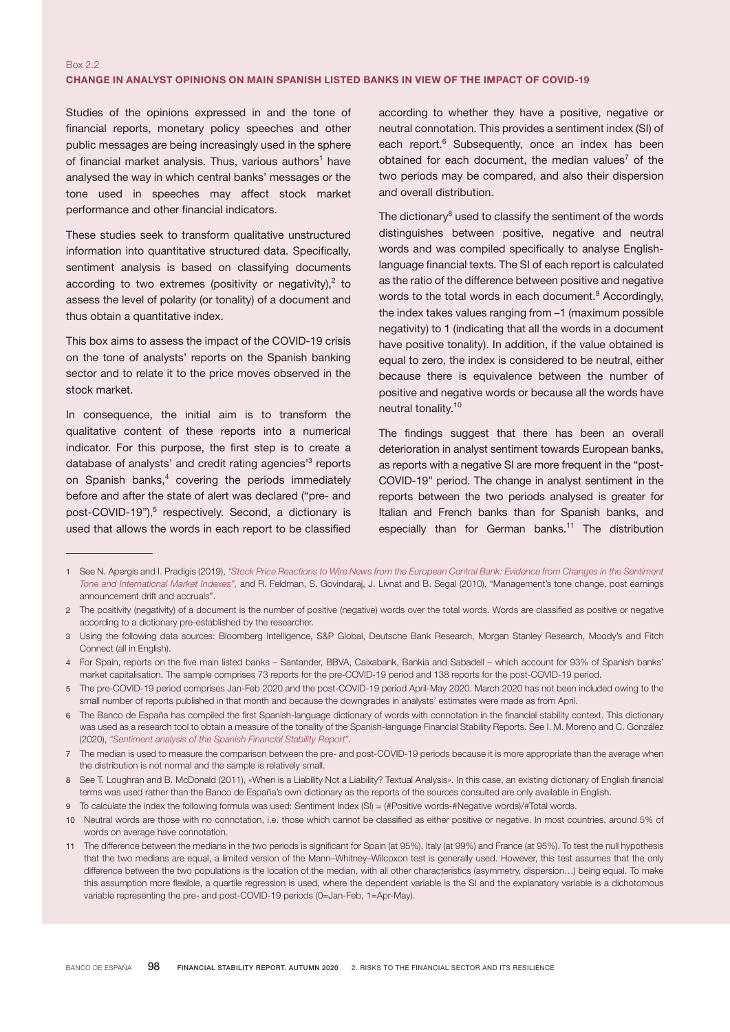Box 2.2

## CHANGE IN ANALYST OPINIONS ON MAIN SPANISH LISTED BANKS IN VIEW OF THE IMPACT OF COVID-19

Studies of the opinions expressed in and the tone of financial reports, monetary policy speeches and other public messages are being increasingly used in the sphere of financial market analysis. Thus, various authors[1] have analysed the way in which central banks' messages or the tone used in speeches may affect stock market performance and other financial indicators.

These studies seek to transform qualitative unstructured information into quantitative structured data. Specifically, sentiment analysis is based on classifying documents according to two extremes (positivity or negativity),[2] to assess the level of polarity (or tonality) of a document and thus obtain a quantitative index.

This box aims to assess the impact of the COVID-19 crisis on the tone of analysts' reports on the Spanish banking sector and to relate it to the price moves observed in the stock market.

In consequence, the initial aim is to transform the qualitative content of these reports into a numerical indicator. For this purpose, the first step is to create a database of analysts' and credit rating agencies'[3] reports on Spanish banks,[4] covering the periods immediately before and after the state of alert was declared ("pre- and post-COVID-19"),[5] respectively. Second, a dictionary is used that allows the words in each report to be classified according to whether they have a positive, negative or neutral connotation. This provides a sentiment index (SI) of each report.[6] Subsequently, once an index has been obtained for each document, the median values[7] of the two periods may be compared, and also their dispersion and overall distribution.

The dictionary[8] used to classify the sentiment of the words distinguishes between positive, negative and neutral words and was compiled specifically to analyse English-language financial texts. The SI of each report is calculated as the ratio of the difference between positive and negative words to the total words in each document.[9] Accordingly, the index takes values ranging from –1 (maximum possible negativity) to 1 (indicating that all the words in a document have positive tonality). In addition, if the value obtained is equal to zero, the index is considered to be neutral, either because there is equivalence between the number of positive and negative words or because all the words have neutral tonality.[10]

The findings suggest that there has been an overall deterioration in analyst sentiment towards European banks, as reports with a negative SI are more frequent in the "post-COVID-19" period. The change in analyst sentiment in the reports between the two periods analysed is greater for Italian and French banks than for Spanish banks, and especially than for German banks.[11] The distribution

---

1 See N. Apergis and I. Pradigis (2019), *"Stock Price Reactions to Wire News from the European Central Bank: Evidence from Changes in the Sentiment Tone and International Market Indexes"*, and R. Feldman, S. Govindaraj, J. Livnat and B. Segal (2010), "Management's tone change, post earnings announcement drift and accruals".

2 The positivity (negativity) of a document is the number of positive (negative) words over the total words. Words are classified as positive or negative according to a dictionary pre-established by the researcher.

3 Using the following data sources: Bloomberg Intelligence, S&P Global, Deutsche Bank Research, Morgan Stanley Research, Moody's and Fitch Connect (all in English).

4 For Spain, reports on the five main listed banks – Santander, BBVA, Caixabank, Bankia and Sabadell – which account for 93% of Spanish banks' market capitalisation. The sample comprises 73 reports for the pre-COVID-19 period and 138 reports for the post-COVID-19 period.

5 The pre-COVID-19 period comprises Jan-Feb 2020 and the post-COVID-19 period April-May 2020. March 2020 has not been included owing to the small number of reports published in that month and because the downgrades in analysts' estimates were made as from April.

6 The Banco de España has compiled the first Spanish-language dictionary of words with connotation in the financial stability context. This dictionary was used as a research tool to obtain a measure of the tonality of the Spanish-language Financial Stability Reports. See I. M. Moreno and C. González (2020), *"Sentiment analysis of the Spanish Financial Stability Report"*.

7 The median is used to measure the comparison between the pre- and post-COVID-19 periods because it is more appropriate than the average when the distribution is not normal and the sample is relatively small.

8 See T. Loughran and B. McDonald (2011), «When is a Liability Not a Liability? Textual Analysis». In this case, an existing dictionary of English financial terms was used rather than the Banco de España's own dictionary as the reports of the sources consulted are only available in English.

9 To calculate the index the following formula was used: Sentiment Index (SI) = (#Positive words-#Negative words)/#Total words.

10 Neutral words are those with no connotation, i.e. those which cannot be classified as either positive or negative. In most countries, around 5% of words on average have connotation.

11 The difference between the medians in the two periods is significant for Spain (at 95%), Italy (at 99%) and France (at 95%). To test the null hypothesis that the two medians are equal, a limited version of the Mann–Whitney–Wilcoxon test is generally used. However, this test assumes that the only difference between the two populations is the location of the median, with all other characteristics (asymmetry, dispersion…) being equal. To make this assumption more flexible, a quartile regression is used, where the dependent variable is the SI and the explanatory variable is a dichotomous variable representing the pre- and post-COVID-19 periods (0=Jan-Feb, 1=Apr-May).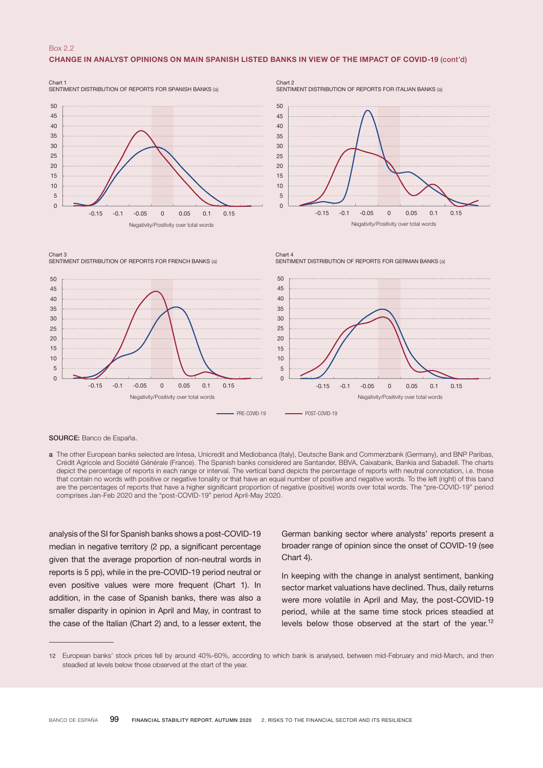Box 2.2

**CHANGE IN ANALYST OPINIONS ON MAIN SPANISH LISTED BANKS IN VIEW OF THE IMPACT OF COVID-19 (cont'd)**

Chart 1
SENTIMENT DISTRIBUTION OF REPORTS FOR SPANISH BANKS (a)

Chart 2
SENTIMENT DISTRIBUTION OF REPORTS FOR ITALIAN BANKS (a)

Chart 3
SENTIMENT DISTRIBUTION OF REPORTS FOR FRENCH BANKS (a)

Chart 4
SENTIMENT DISTRIBUTION OF REPORTS FOR GERMAN BANKS (a)

Negativity/Positivity over total words

PRE-COVID-19 — POST-COVID-19

**SOURCE:** Banco de España.

**a** The other European banks selected are Intesa, Unicredit and Mediobanca (Italy), Deutsche Bank and Commerzbank (Germany), and BNP Paribas, Crédit Agricole and Société Générale (France). The Spanish banks considered are Santander, BBVA, Caixabank, Bankia and Sabadell. The charts depict the percentage of reports in each range or interval. The vertical band depicts the percentage of reports with neutral connotation, i.e. those that contain no words with positive or negative tonality or that have an equal number of positive and negative words. To the left (right) of this band are the percentages of reports that have a higher significant proportion of negative (positive) words over total words. The "pre-COVID-19" period comprises Jan-Feb 2020 and the "post-COVID-19" period April-May 2020.

analysis of the SI for Spanish banks shows a post-COVID-19 median in negative territory (2 pp, a significant percentage given that the average proportion of non-neutral words in reports is 5 pp), while in the pre-COVID-19 period neutral or even positive values were more frequent (Chart 1). In addition, in the case of Spanish banks, there was also a smaller disparity in opinion in April and May, in contrast to the case of the Italian (Chart 2) and, to a lesser extent, the German banking sector where analysts' reports present a broader range of opinion since the onset of COVID-19 (see Chart 4).

In keeping with the change in analyst sentiment, banking sector market valuations have declined. Thus, daily returns were more volatile in April and May, the post-COVID-19 period, while at the same time stock prices steadied at levels below those observed at the start of the year.[12]

12 European banks' stock prices fell by around 40%-60%, according to which bank is analysed, between mid-February and mid-March, and then steadied at levels below those observed at the start of the year.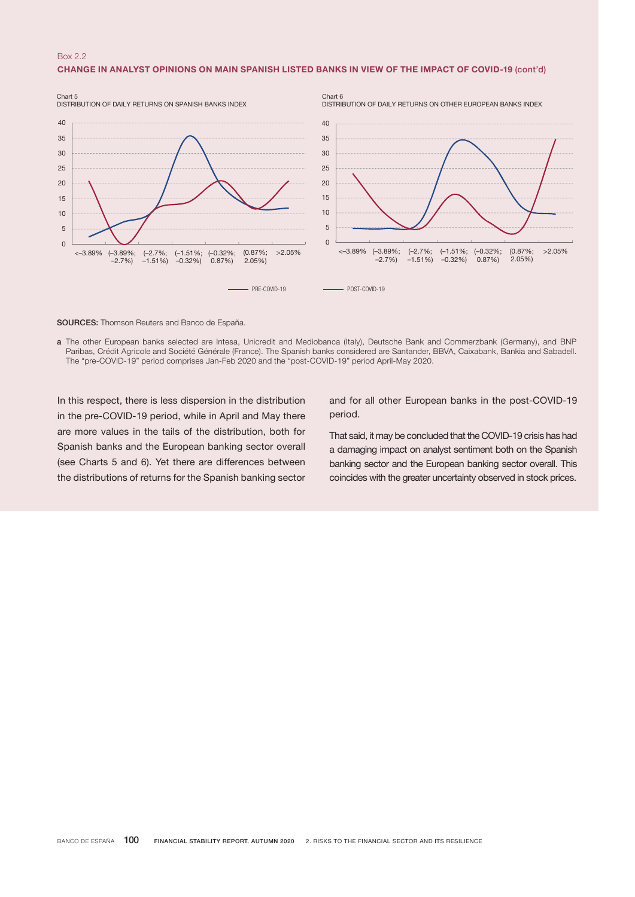Box 2.2

**CHANGE IN ANALYST OPINIONS ON MAIN SPANISH LISTED BANKS IN VIEW OF THE IMPACT OF COVID-19 (cont'd)**

Chart 5
DISTRIBUTION OF DAILY RETURNS ON SPANISH BANKS INDEX

40
35
30
25
20
15
10
5
0

<−3.89% (−3.89%; −2.7%) (−2.7%; −1.51%) (−1.51%; −0.32%) (−0.32%; 0.87%) (0.87%; 2.05%) >2.05%

Chart 6
DISTRIBUTION OF DAILY RETURNS ON OTHER EUROPEAN BANKS INDEX

40
35
30
25
20
15
10
5
0

<−3.89% (−3.89%; −2.7%) (−2.7%; −1.51%) (−1.51%; −0.32%) (−0.32%; 0.87%) (0.87%; 2.05%) >2.05%

PRE-COVID-19 POST-COVID-19

**SOURCES:** Thomson Reuters and Banco de España.

**a** The other European banks selected are Intesa, Unicredit and Mediobanca (Italy), Deutsche Bank and Commerzbank (Germany), and BNP Paribas, Crédit Agricole and Société Générale (France). The Spanish banks considered are Santander, BBVA, Caixabank, Bankia and Sabadell. The "pre-COVID-19" period comprises Jan-Feb 2020 and the "post-COVID-19" period April-May 2020.

In this respect, there is less dispersion in the distribution in the pre-COVID-19 period, while in April and May there are more values in the tails of the distribution, both for Spanish banks and the European banking sector overall (see Charts 5 and 6). Yet there are differences between the distributions of returns for the Spanish banking sector and for all other European banks in the post-COVID-19 period.

That said, it may be concluded that the COVID-19 crisis has had a damaging impact on analyst sentiment both on the Spanish banking sector and the European banking sector overall. This coincides with the greater uncertainty observed in stock prices.